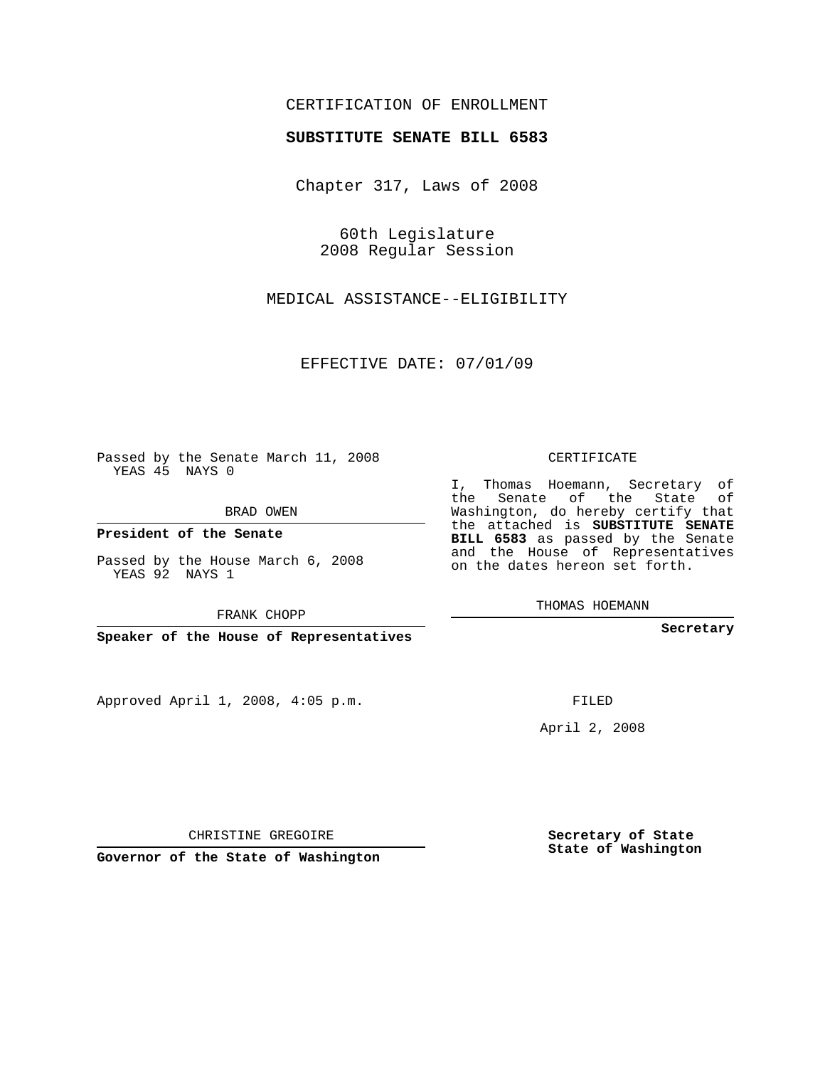CERTIFICATION OF ENROLLMENT

**SUBSTITUTE SENATE BILL 6583**

Chapter 317, Laws of 2008

60th Legislature
2008 Regular Session

MEDICAL ASSISTANCE--ELIGIBILITY

EFFECTIVE DATE: 07/01/09

Passed by the Senate March 11, 2008
YEAS 45 NAYS 0

BRAD OWEN

**President of the Senate**

Passed by the House March 6, 2008
YEAS 92 NAYS 1

FRANK CHOPP

**Speaker of the House of Representatives**

Approved April 1, 2008, 4:05 p.m.

CHRISTINE GREGOIRE

**Governor of the State of Washington**

CERTIFICATE

I, Thomas Hoemann, Secretary of the Senate of the State of Washington, do hereby certify that the attached is **SUBSTITUTE SENATE BILL 6583** as passed by the Senate and the House of Representatives on the dates hereon set forth.

THOMAS HOEMANN

**Secretary**

FILED

April 2, 2008

**Secretary of State**
**State of Washington**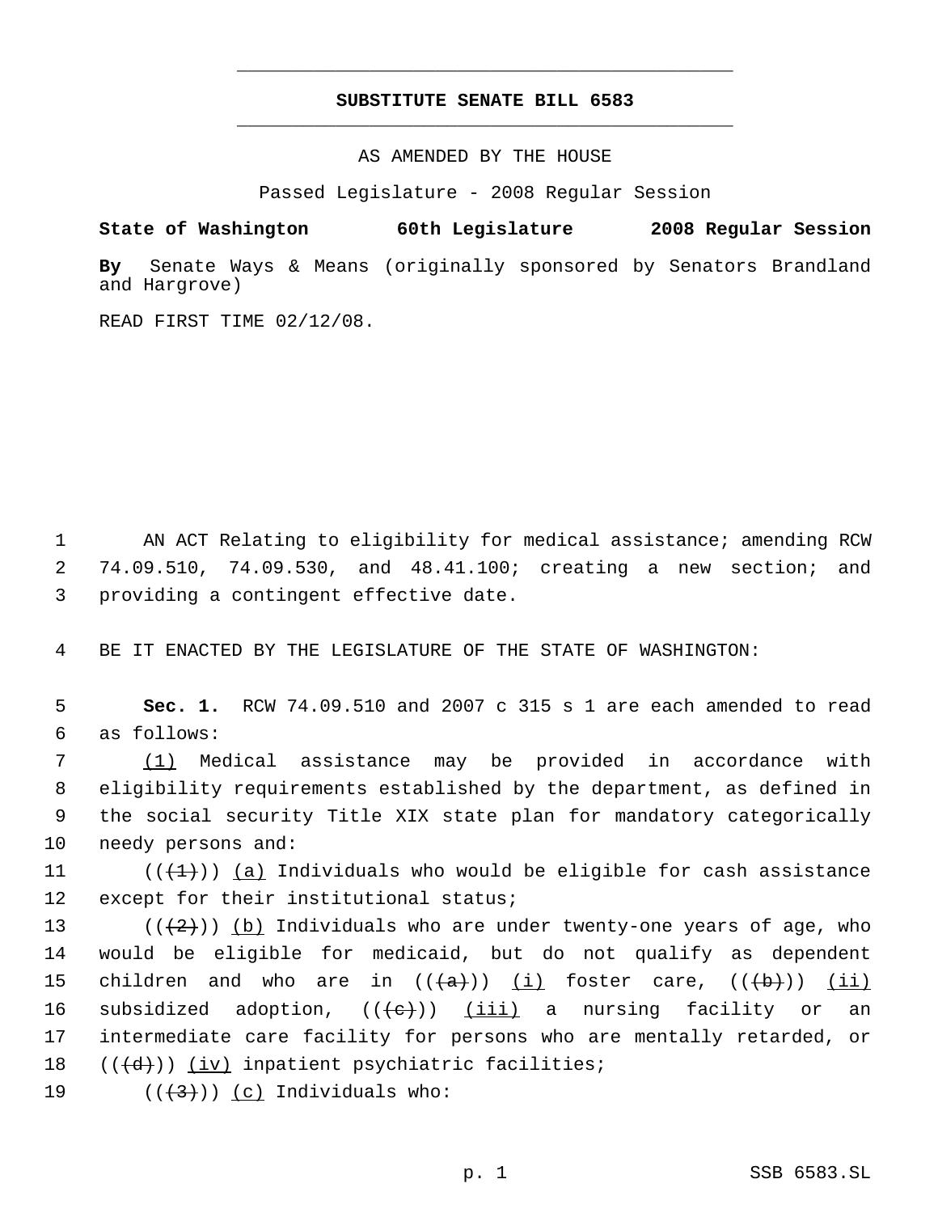# SUBSTITUTE SENATE BILL 6583

AS AMENDED BY THE HOUSE

Passed Legislature - 2008 Regular Session

**State of Washington 60th Legislature 2008 Regular Session**

**By** Senate Ways & Means (originally sponsored by Senators Brandland and Hargrove)

READ FIRST TIME 02/12/08.

1 AN ACT Relating to eligibility for medical assistance; amending RCW
2 74.09.510, 74.09.530, and 48.41.100; creating a new section; and
3 providing a contingent effective date.

4 BE IT ENACTED BY THE LEGISLATURE OF THE STATE OF WASHINGTON:

5 **Sec. 1.** RCW 74.09.510 and 2007 c 315 s 1 are each amended to read
6 as follows:

7 (1) Medical assistance may be provided in accordance with
8 eligibility requirements established by the department, as defined in
9 the social security Title XIX state plan for mandatory categorically
10 needy persons and:

11 ((~~(1)~~)) (a) Individuals who would be eligible for cash assistance
12 except for their institutional status;

13 ((~~(2)~~)) (b) Individuals who are under twenty-one years of age, who
14 would be eligible for medicaid, but do not qualify as dependent
15 children and who are in ((~~(a)~~)) (i) foster care, ((~~(b)~~)) (ii)
16 subsidized adoption, ((~~(c)~~)) (iii) a nursing facility or an
17 intermediate care facility for persons who are mentally retarded, or
18 ((~~(d)~~)) (iv) inpatient psychiatric facilities;

19 ((~~(3)~~)) (c) Individuals who: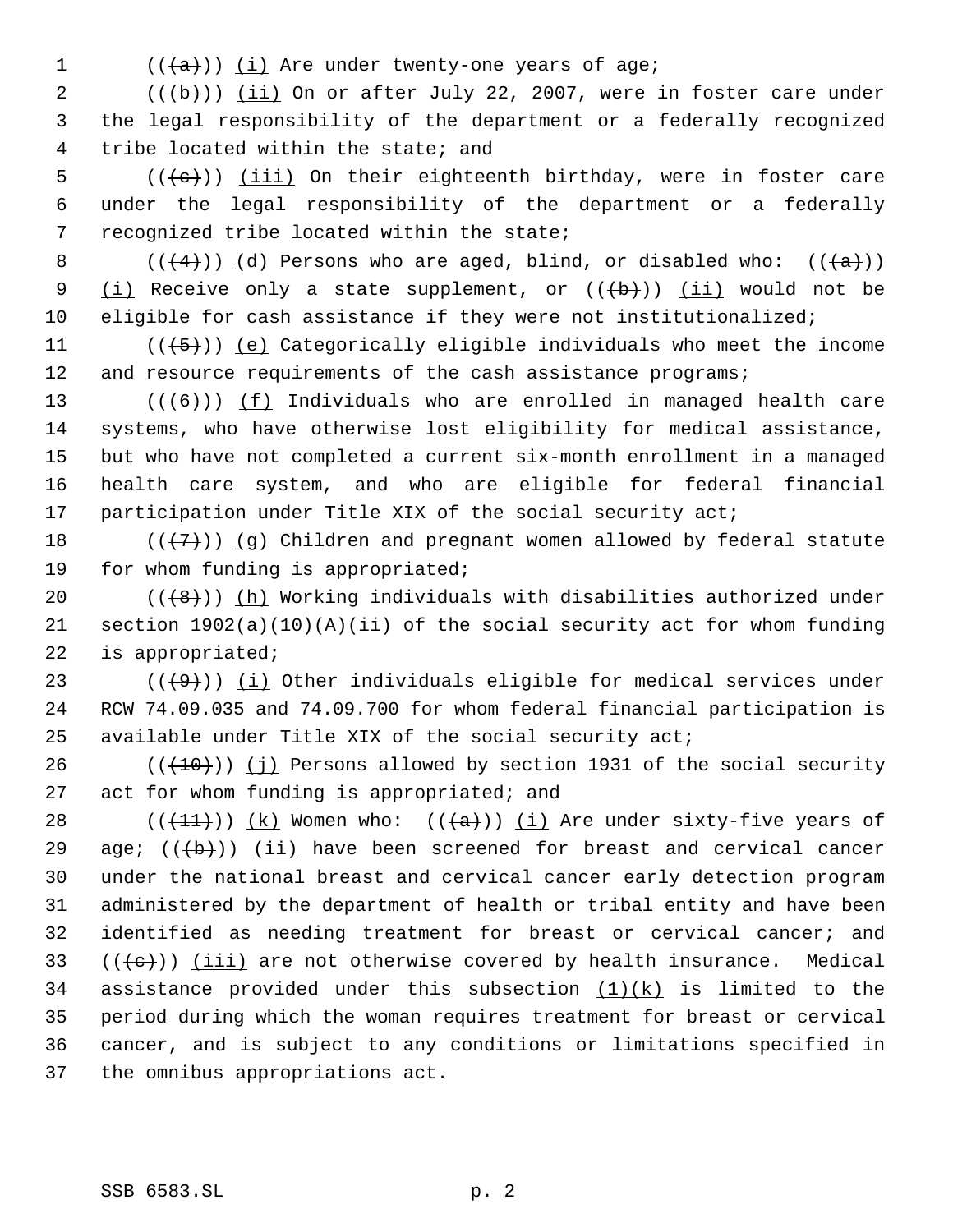((~~(a)~~)) <u>(i)</u> Are under twenty-one years of age;

((~~(b)~~)) <u>(ii)</u> On or after July 22, 2007, were in foster care under the legal responsibility of the department or a federally recognized tribe located within the state; and

((~~(c)~~)) <u>(iii)</u> On their eighteenth birthday, were in foster care under the legal responsibility of the department or a federally recognized tribe located within the state;

((~~(4)~~)) <u>(d)</u> Persons who are aged, blind, or disabled who: ((~~(a)~~)) <u>(i)</u> Receive only a state supplement, or ((~~(b)~~)) <u>(ii)</u> would not be eligible for cash assistance if they were not institutionalized;

((~~(5)~~)) <u>(e)</u> Categorically eligible individuals who meet the income and resource requirements of the cash assistance programs;

((~~(6)~~)) <u>(f)</u> Individuals who are enrolled in managed health care systems, who have otherwise lost eligibility for medical assistance, but who have not completed a current six-month enrollment in a managed health care system, and who are eligible for federal financial participation under Title XIX of the social security act;

((~~(7)~~)) <u>(g)</u> Children and pregnant women allowed by federal statute for whom funding is appropriated;

((~~(8)~~)) <u>(h)</u> Working individuals with disabilities authorized under section 1902(a)(10)(A)(ii) of the social security act for whom funding is appropriated;

((~~(9)~~)) <u>(i)</u> Other individuals eligible for medical services under RCW 74.09.035 and 74.09.700 for whom federal financial participation is available under Title XIX of the social security act;

((~~(10)~~)) <u>(j)</u> Persons allowed by section 1931 of the social security act for whom funding is appropriated; and

((~~(11)~~)) <u>(k)</u> Women who: ((~~(a)~~)) <u>(i)</u> Are under sixty-five years of age; ((~~(b)~~)) <u>(ii)</u> have been screened for breast and cervical cancer under the national breast and cervical cancer early detection program administered by the department of health or tribal entity and have been identified as needing treatment for breast or cervical cancer; and ((~~(c)~~)) <u>(iii)</u> are not otherwise covered by health insurance. Medical assistance provided under this subsection <u>(1)(k)</u> is limited to the period during which the woman requires treatment for breast or cervical cancer, and is subject to any conditions or limitations specified in the omnibus appropriations act.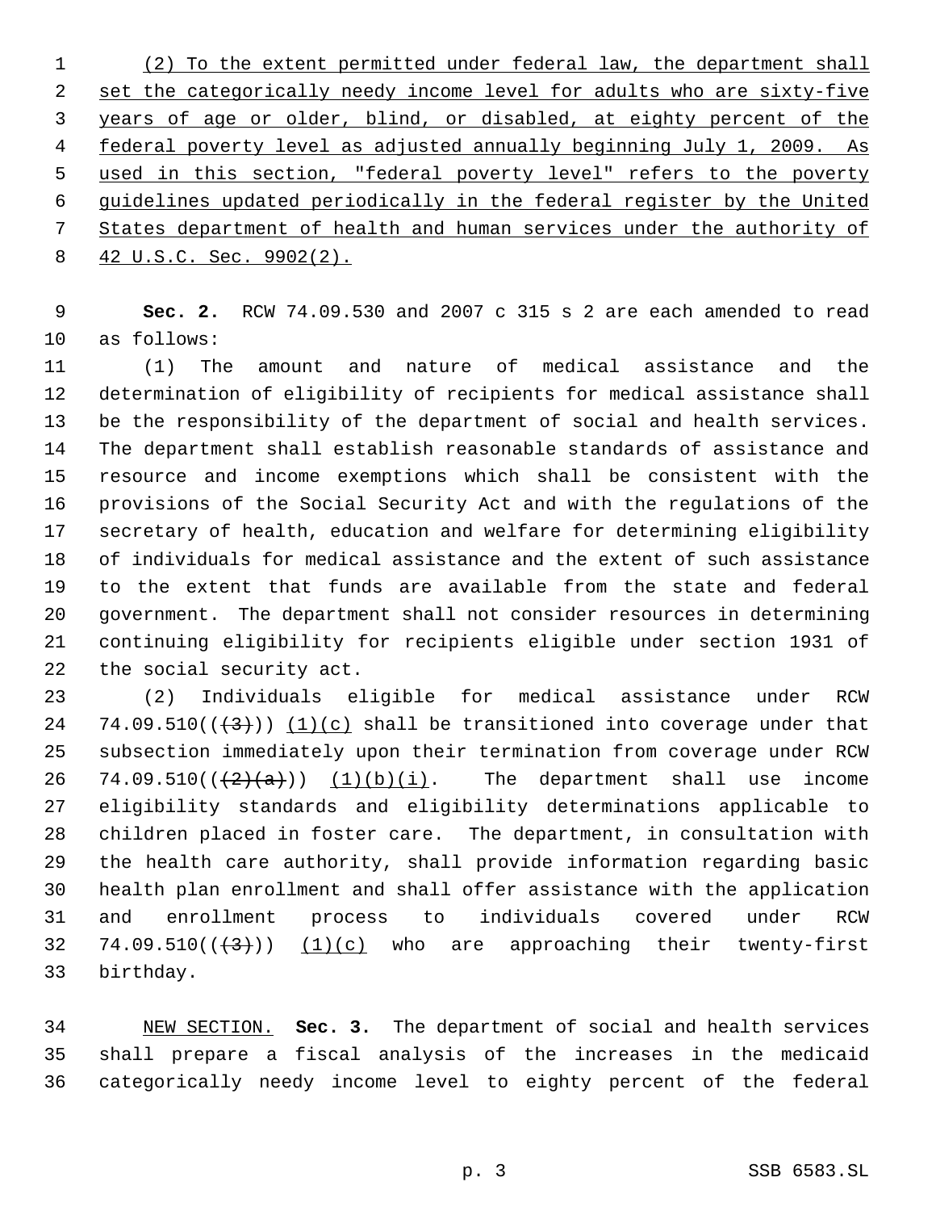(2) To the extent permitted under federal law, the department shall set the categorically needy income level for adults who are sixty-five years of age or older, blind, or disabled, at eighty percent of the federal poverty level as adjusted annually beginning July 1, 2009. As used in this section, "federal poverty level" refers to the poverty guidelines updated periodically in the federal register by the United States department of health and human services under the authority of 42 U.S.C. Sec. 9902(2).

**Sec. 2.** RCW 74.09.530 and 2007 c 315 s 2 are each amended to read as follows:

(1) The amount and nature of medical assistance and the determination of eligibility of recipients for medical assistance shall be the responsibility of the department of social and health services. The department shall establish reasonable standards of assistance and resource and income exemptions which shall be consistent with the provisions of the Social Security Act and with the regulations of the secretary of health, education and welfare for determining eligibility of individuals for medical assistance and the extent of such assistance to the extent that funds are available from the state and federal government. The department shall not consider resources in determining continuing eligibility for recipients eligible under section 1931 of the social security act.

(2) Individuals eligible for medical assistance under RCW 74.09.510(~~(3)~~) (1)(c) shall be transitioned into coverage under that subsection immediately upon their termination from coverage under RCW 74.09.510(~~(2)(a)~~) (1)(b)(i). The department shall use income eligibility standards and eligibility determinations applicable to children placed in foster care. The department, in consultation with the health care authority, shall provide information regarding basic health plan enrollment and shall offer assistance with the application and enrollment process to individuals covered under RCW 74.09.510(~~(3)~~) (1)(c) who are approaching their twenty-first birthday.

NEW SECTION. **Sec. 3.** The department of social and health services shall prepare a fiscal analysis of the increases in the medicaid categorically needy income level to eighty percent of the federal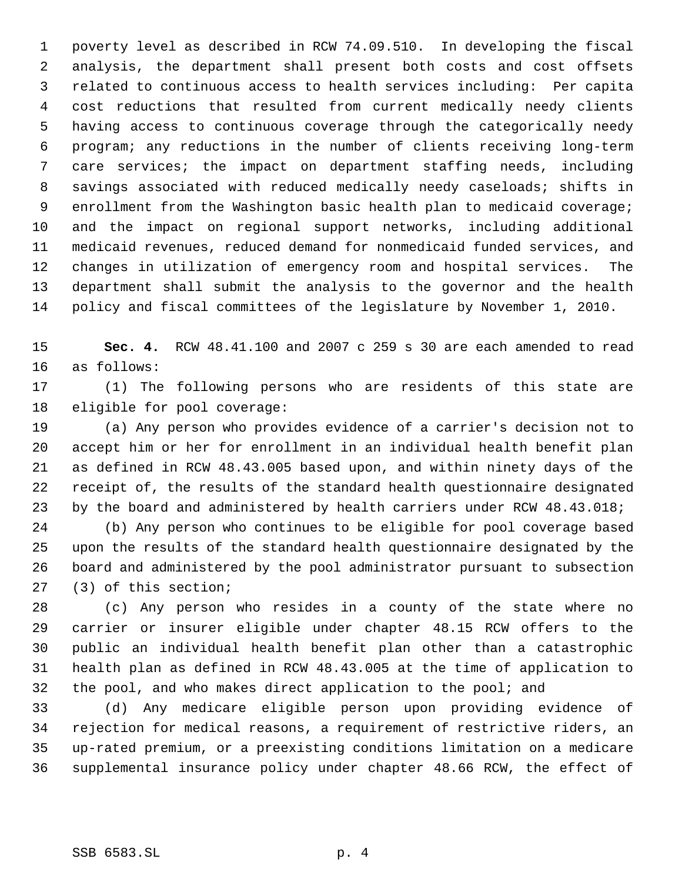poverty level as described in RCW 74.09.510. In developing the fiscal analysis, the department shall present both costs and cost offsets related to continuous access to health services including: Per capita cost reductions that resulted from current medically needy clients having access to continuous coverage through the categorically needy program; any reductions in the number of clients receiving long-term care services; the impact on department staffing needs, including savings associated with reduced medically needy caseloads; shifts in enrollment from the Washington basic health plan to medicaid coverage; and the impact on regional support networks, including additional medicaid revenues, reduced demand for nonmedicaid funded services, and changes in utilization of emergency room and hospital services. The department shall submit the analysis to the governor and the health policy and fiscal committees of the legislature by November 1, 2010.

**Sec. 4.** RCW 48.41.100 and 2007 c 259 s 30 are each amended to read as follows:

(1) The following persons who are residents of this state are eligible for pool coverage:

(a) Any person who provides evidence of a carrier's decision not to accept him or her for enrollment in an individual health benefit plan as defined in RCW 48.43.005 based upon, and within ninety days of the receipt of, the results of the standard health questionnaire designated by the board and administered by health carriers under RCW 48.43.018;

(b) Any person who continues to be eligible for pool coverage based upon the results of the standard health questionnaire designated by the board and administered by the pool administrator pursuant to subsection (3) of this section;

(c) Any person who resides in a county of the state where no carrier or insurer eligible under chapter 48.15 RCW offers to the public an individual health benefit plan other than a catastrophic health plan as defined in RCW 48.43.005 at the time of application to the pool, and who makes direct application to the pool; and

(d) Any medicare eligible person upon providing evidence of rejection for medical reasons, a requirement of restrictive riders, an up-rated premium, or a preexisting conditions limitation on a medicare supplemental insurance policy under chapter 48.66 RCW, the effect of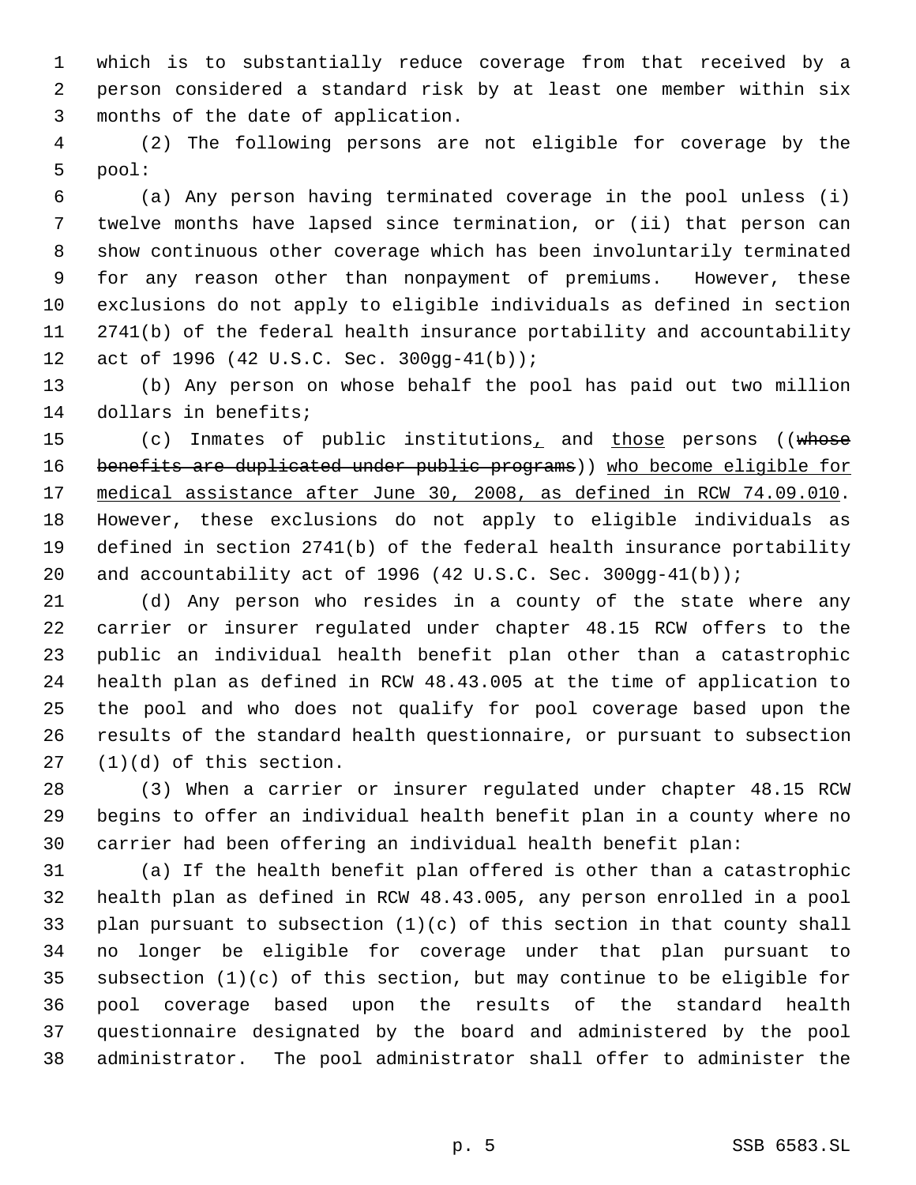which is to substantially reduce coverage from that received by a person considered a standard risk by at least one member within six months of the date of application.

(2) The following persons are not eligible for coverage by the pool:

(a) Any person having terminated coverage in the pool unless (i) twelve months have lapsed since termination, or (ii) that person can show continuous other coverage which has been involuntarily terminated for any reason other than nonpayment of premiums. However, these exclusions do not apply to eligible individuals as defined in section 2741(b) of the federal health insurance portability and accountability act of 1996 (42 U.S.C. Sec. 300gg-41(b));

(b) Any person on whose behalf the pool has paid out two million dollars in benefits;

(c) Inmates of public institutions, and those persons ((~~whose benefits are duplicated under public programs~~)) who become eligible for medical assistance after June 30, 2008, as defined in RCW 74.09.010. However, these exclusions do not apply to eligible individuals as defined in section 2741(b) of the federal health insurance portability and accountability act of 1996 (42 U.S.C. Sec. 300gg-41(b));

(d) Any person who resides in a county of the state where any carrier or insurer regulated under chapter 48.15 RCW offers to the public an individual health benefit plan other than a catastrophic health plan as defined in RCW 48.43.005 at the time of application to the pool and who does not qualify for pool coverage based upon the results of the standard health questionnaire, or pursuant to subsection (1)(d) of this section.

(3) When a carrier or insurer regulated under chapter 48.15 RCW begins to offer an individual health benefit plan in a county where no carrier had been offering an individual health benefit plan:

(a) If the health benefit plan offered is other than a catastrophic health plan as defined in RCW 48.43.005, any person enrolled in a pool plan pursuant to subsection (1)(c) of this section in that county shall no longer be eligible for coverage under that plan pursuant to subsection (1)(c) of this section, but may continue to be eligible for pool coverage based upon the results of the standard health questionnaire designated by the board and administered by the pool administrator. The pool administrator shall offer to administer the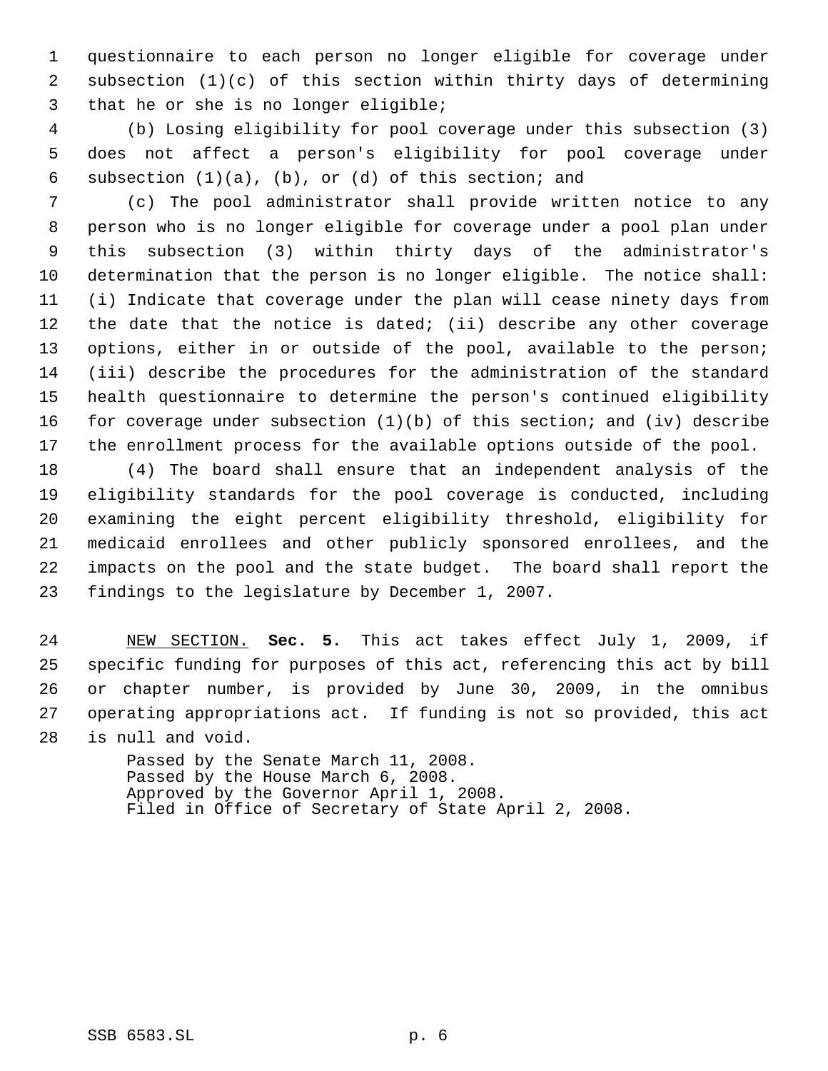questionnaire to each person no longer eligible for coverage under subsection (1)(c) of this section within thirty days of determining that he or she is no longer eligible;

(b) Losing eligibility for pool coverage under this subsection (3) does not affect a person's eligibility for pool coverage under subsection (1)(a), (b), or (d) of this section; and

(c) The pool administrator shall provide written notice to any person who is no longer eligible for coverage under a pool plan under this subsection (3) within thirty days of the administrator's determination that the person is no longer eligible. The notice shall: (i) Indicate that coverage under the plan will cease ninety days from the date that the notice is dated; (ii) describe any other coverage options, either in or outside of the pool, available to the person; (iii) describe the procedures for the administration of the standard health questionnaire to determine the person's continued eligibility for coverage under subsection (1)(b) of this section; and (iv) describe the enrollment process for the available options outside of the pool.

(4) The board shall ensure that an independent analysis of the eligibility standards for the pool coverage is conducted, including examining the eight percent eligibility threshold, eligibility for medicaid enrollees and other publicly sponsored enrollees, and the impacts on the pool and the state budget. The board shall report the findings to the legislature by December 1, 2007.

NEW SECTION. **Sec. 5.** This act takes effect July 1, 2009, if specific funding for purposes of this act, referencing this act by bill or chapter number, is provided by June 30, 2009, in the omnibus operating appropriations act. If funding is not so provided, this act is null and void.

Passed by the Senate March 11, 2008.
Passed by the House March 6, 2008.
Approved by the Governor April 1, 2008.
Filed in Office of Secretary of State April 2, 2008.